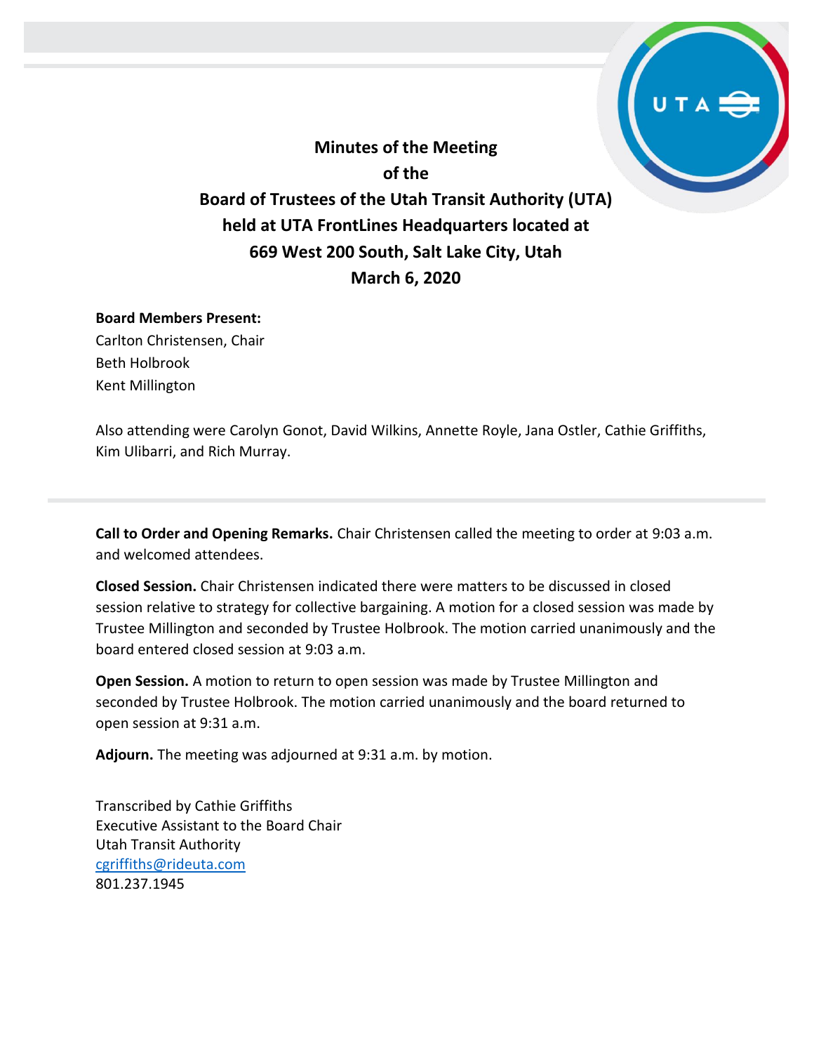# Minutes of the Meeting of the Board of Trustees of the Utah Transit Authority (UTA) held at UTA FrontLines Headquarters located at 669 West 200 South, Salt Lake City, Utah

**March 6, 2020**

**Board Members Present:**
Carlton Christensen, Chair
Beth Holbrook
Kent Millington

Also attending were Carolyn Gonot, David Wilkins, Annette Royle, Jana Ostler, Cathie Griffiths, Kim Ulibarri, and Rich Murray.

---

**Call to Order and Opening Remarks.** Chair Christensen called the meeting to order at 9:03 a.m. and welcomed attendees.

**Closed Session.** Chair Christensen indicated there were matters to be discussed in closed session relative to strategy for collective bargaining. A motion for a closed session was made by Trustee Millington and seconded by Trustee Holbrook. The motion carried unanimously and the board entered closed session at 9:03 a.m.

**Open Session.** A motion to return to open session was made by Trustee Millington and seconded by Trustee Holbrook. The motion carried unanimously and the board returned to open session at 9:31 a.m.

**Adjourn.** The meeting was adjourned at 9:31 a.m. by motion.

Transcribed by Cathie Griffiths
Executive Assistant to the Board Chair
Utah Transit Authority
cgriffiths@rideuta.com
801.237.1945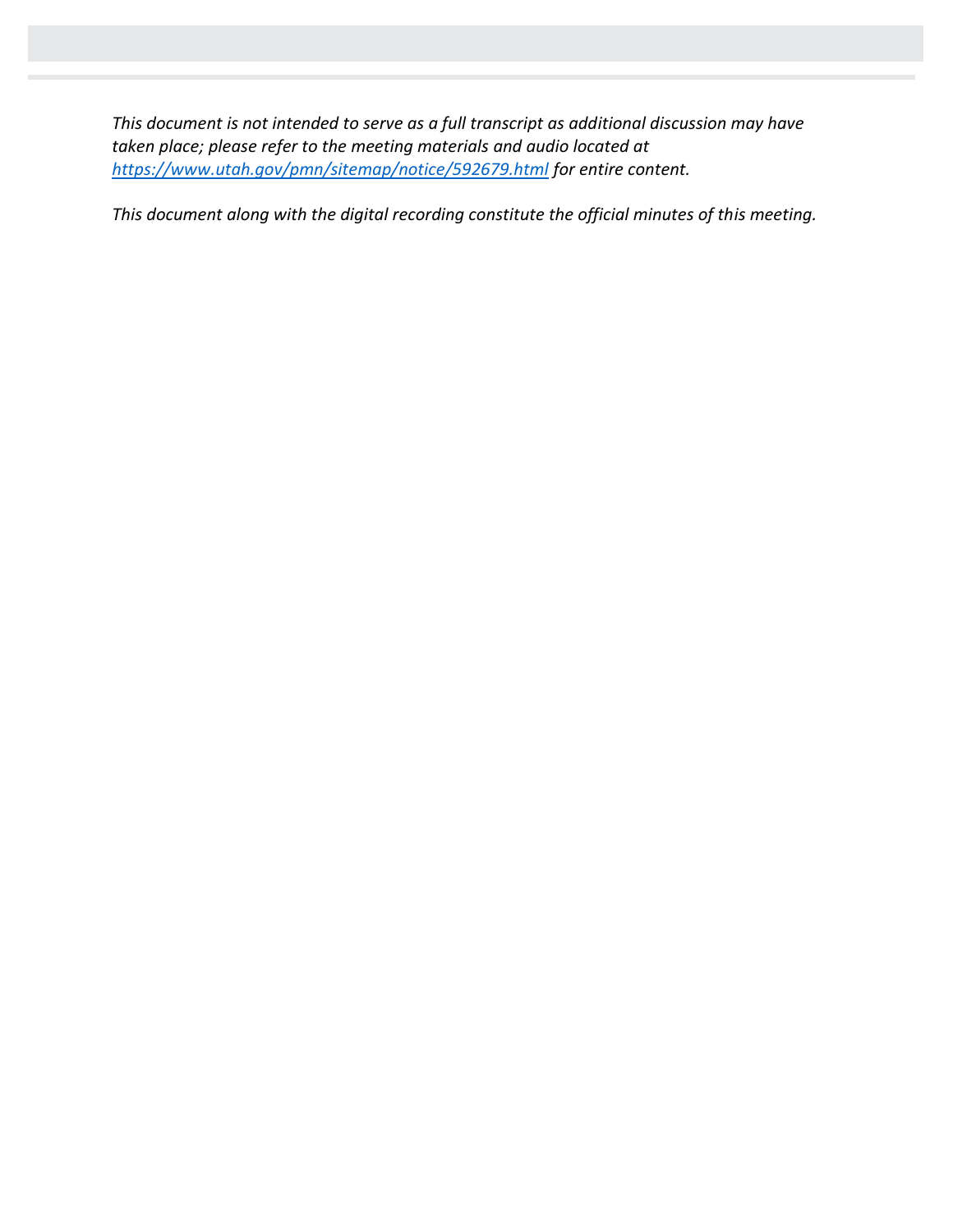*This document is not intended to serve as a full transcript as additional discussion may have taken place; please refer to the meeting materials and audio located at [https://www.utah.gov/pmn/sitemap/notice/592679.html](https://www.utah.gov/pmn/sitemap/notice/592679.html) for entire content.*

*This document along with the digital recording constitute the official minutes of this meeting.*